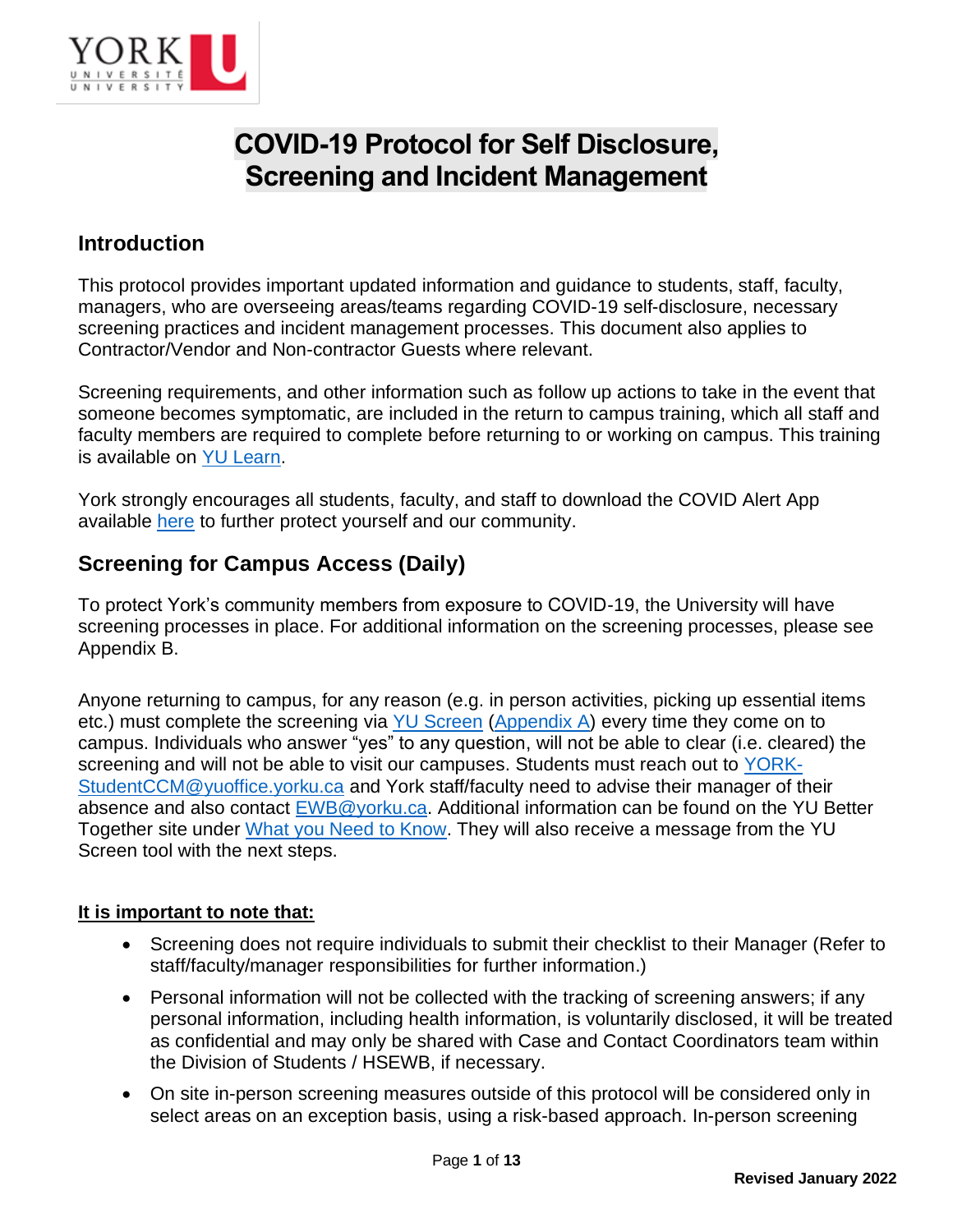# COVID-19 Protocol for Self Disclosure, Screening and Incident Management

## Introduction

This protocol provides important updated information and guidance to students, staff, faculty, managers, who are overseeing areas/teams regarding COVID-19 self-disclosure, necessary screening practices and incident management processes. This document also applies to Contractor/Vendor and Non-contractor Guests where relevant.

Screening requirements, and other information such as follow up actions to take in the event that someone becomes symptomatic, are included in the return to campus training, which all staff and faculty members are required to complete before returning to or working on campus. This training is available on YU Learn.

York strongly encourages all students, faculty, and staff to download the COVID Alert App available here to further protect yourself and our community.

## Screening for Campus Access (Daily)

To protect York's community members from exposure to COVID-19, the University will have screening processes in place. For additional information on the screening processes, please see Appendix B.

Anyone returning to campus, for any reason (e.g. in person activities, picking up essential items etc.) must complete the screening via YU Screen (Appendix A) every time they come on to campus. Individuals who answer "yes" to any question, will not be able to clear (i.e. cleared) the screening and will not be able to visit our campuses. Students must reach out to YORK-StudentCCM@yuoffice.yorku.ca and York staff/faculty need to advise their manager of their absence and also contact EWB@yorku.ca. Additional information can be found on the YU Better Together site under What you Need to Know. They will also receive a message from the YU Screen tool with the next steps.

**It is important to note that:**

- Screening does not require individuals to submit their checklist to their Manager (Refer to staff/faculty/manager responsibilities for further information.)
- Personal information will not be collected with the tracking of screening answers; if any personal information, including health information, is voluntarily disclosed, it will be treated as confidential and may only be shared with Case and Contact Coordinators team within the Division of Students / HSEWB, if necessary.
- On site in-person screening measures outside of this protocol will be considered only in select areas on an exception basis, using a risk-based approach. In-person screening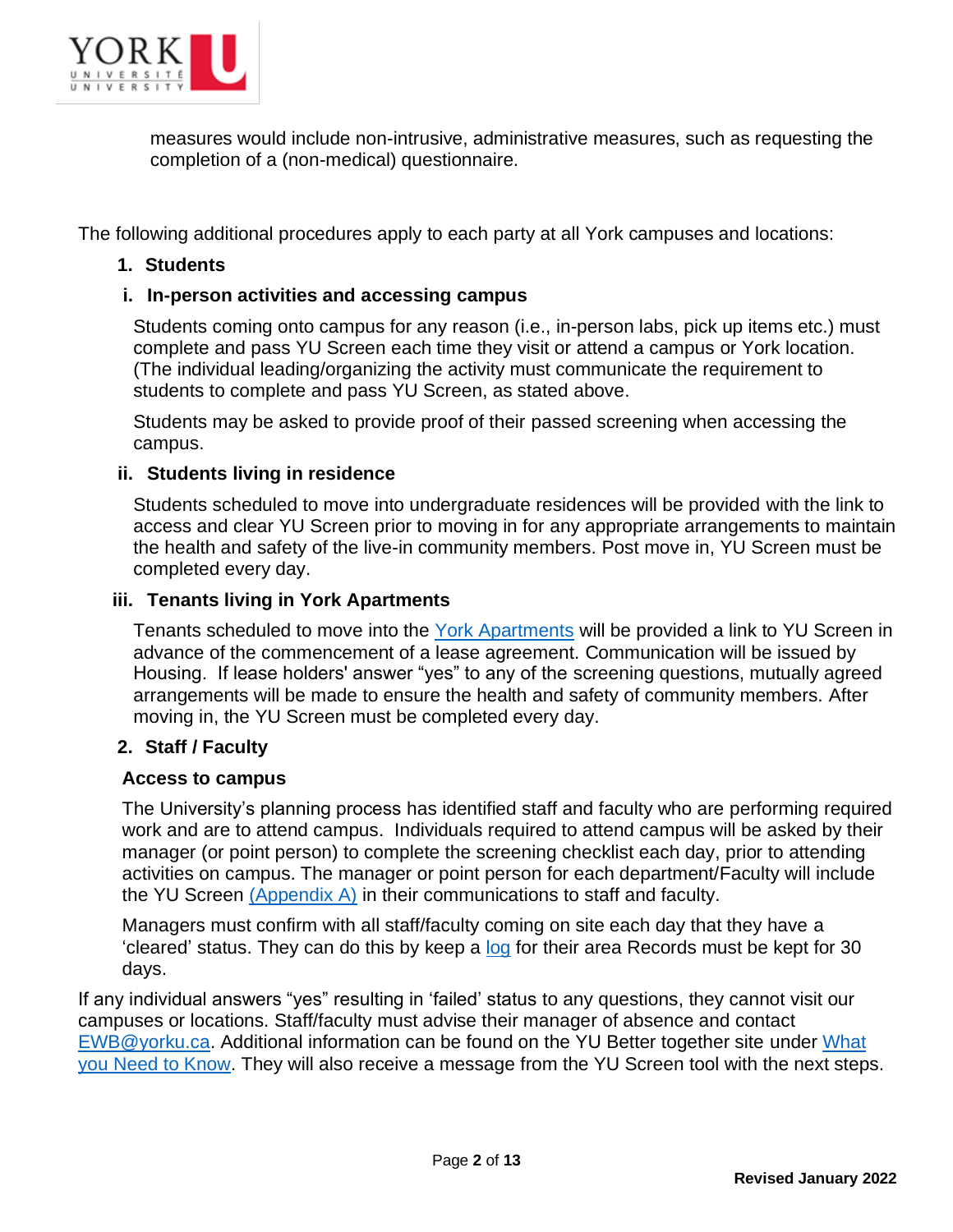measures would include non-intrusive, administrative measures, such as requesting the completion of a (non-medical) questionnaire.

The following additional procedures apply to each party at all York campuses and locations:

**1. Students**

**i. In-person activities and accessing campus**

Students coming onto campus for any reason (i.e., in-person labs, pick up items etc.) must complete and pass YU Screen each time they visit or attend a campus or York location. (The individual leading/organizing the activity must communicate the requirement to students to complete and pass YU Screen, as stated above.

Students may be asked to provide proof of their passed screening when accessing the campus.

**ii. Students living in residence**

Students scheduled to move into undergraduate residences will be provided with the link to access and clear YU Screen prior to moving in for any appropriate arrangements to maintain the health and safety of the live-in community members. Post move in, YU Screen must be completed every day.

**iii. Tenants living in York Apartments**

Tenants scheduled to move into the York Apartments will be provided a link to YU Screen in advance of the commencement of a lease agreement. Communication will be issued by Housing. If lease holders' answer "yes" to any of the screening questions, mutually agreed arrangements will be made to ensure the health and safety of community members. After moving in, the YU Screen must be completed every day.

**2. Staff / Faculty**

**Access to campus**

The University's planning process has identified staff and faculty who are performing required work and are to attend campus. Individuals required to attend campus will be asked by their manager (or point person) to complete the screening checklist each day, prior to attending activities on campus. The manager or point person for each department/Faculty will include the YU Screen (Appendix A) in their communications to staff and faculty.

Managers must confirm with all staff/faculty coming on site each day that they have a 'cleared' status. They can do this by keep a log for their area Records must be kept for 30 days.

If any individual answers "yes" resulting in 'failed' status to any questions, they cannot visit our campuses or locations. Staff/faculty must advise their manager of absence and contact EWB@yorku.ca. Additional information can be found on the YU Better together site under What you Need to Know. They will also receive a message from the YU Screen tool with the next steps.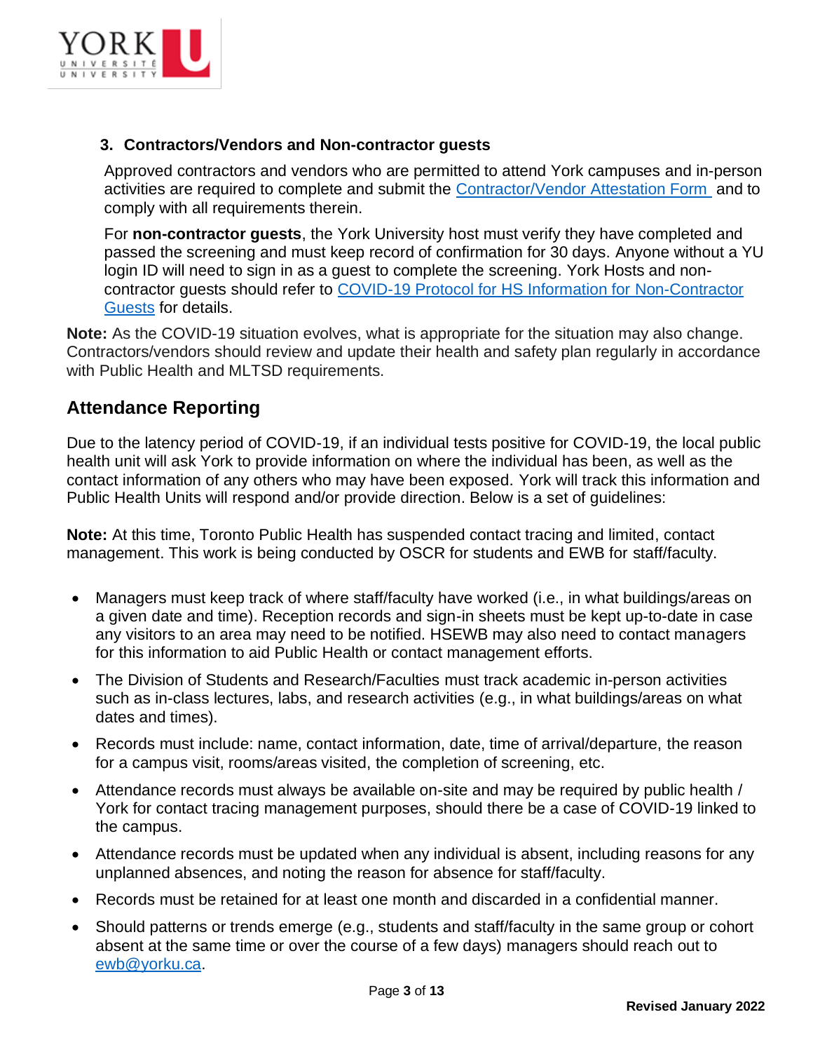### 3. Contractors/Vendors and Non-contractor guests

Approved contractors and vendors who are permitted to attend York campuses and in-person activities are required to complete and submit the [Contractor/Vendor Attestation Form](#) and to comply with all requirements therein.

For **non-contractor guests**, the York University host must verify they have completed and passed the screening and must keep record of confirmation for 30 days. Anyone without a YU login ID will need to sign in as a guest to complete the screening. York Hosts and non-contractor guests should refer to [COVID-19 Protocol for HS Information for Non-Contractor Guests](#) for details.

**Note:** As the COVID-19 situation evolves, what is appropriate for the situation may also change. Contractors/vendors should review and update their health and safety plan regularly in accordance with Public Health and MLTSD requirements.

## Attendance Reporting

Due to the latency period of COVID-19, if an individual tests positive for COVID-19, the local public health unit will ask York to provide information on where the individual has been, as well as the contact information of any others who may have been exposed. York will track this information and Public Health Units will respond and/or provide direction. Below is a set of guidelines:

**Note:** At this time, Toronto Public Health has suspended contact tracing and limited, contact management. This work is being conducted by OSCR for students and EWB for staff/faculty.

- Managers must keep track of where staff/faculty have worked (i.e., in what buildings/areas on a given date and time). Reception records and sign-in sheets must be kept up-to-date in case any visitors to an area may need to be notified. HSEWB may also need to contact managers for this information to aid Public Health or contact management efforts.
- The Division of Students and Research/Faculties must track academic in-person activities such as in-class lectures, labs, and research activities (e.g., in what buildings/areas on what dates and times).
- Records must include: name, contact information, date, time of arrival/departure, the reason for a campus visit, rooms/areas visited, the completion of screening, etc.
- Attendance records must always be available on-site and may be required by public health / York for contact tracing management purposes, should there be a case of COVID-19 linked to the campus.
- Attendance records must be updated when any individual is absent, including reasons for any unplanned absences, and noting the reason for absence for staff/faculty.
- Records must be retained for at least one month and discarded in a confidential manner.
- Should patterns or trends emerge (e.g., students and staff/faculty in the same group or cohort absent at the same time or over the course of a few days) managers should reach out to [ewb@yorku.ca](mailto:ewb@yorku.ca).

**Revised January 2022**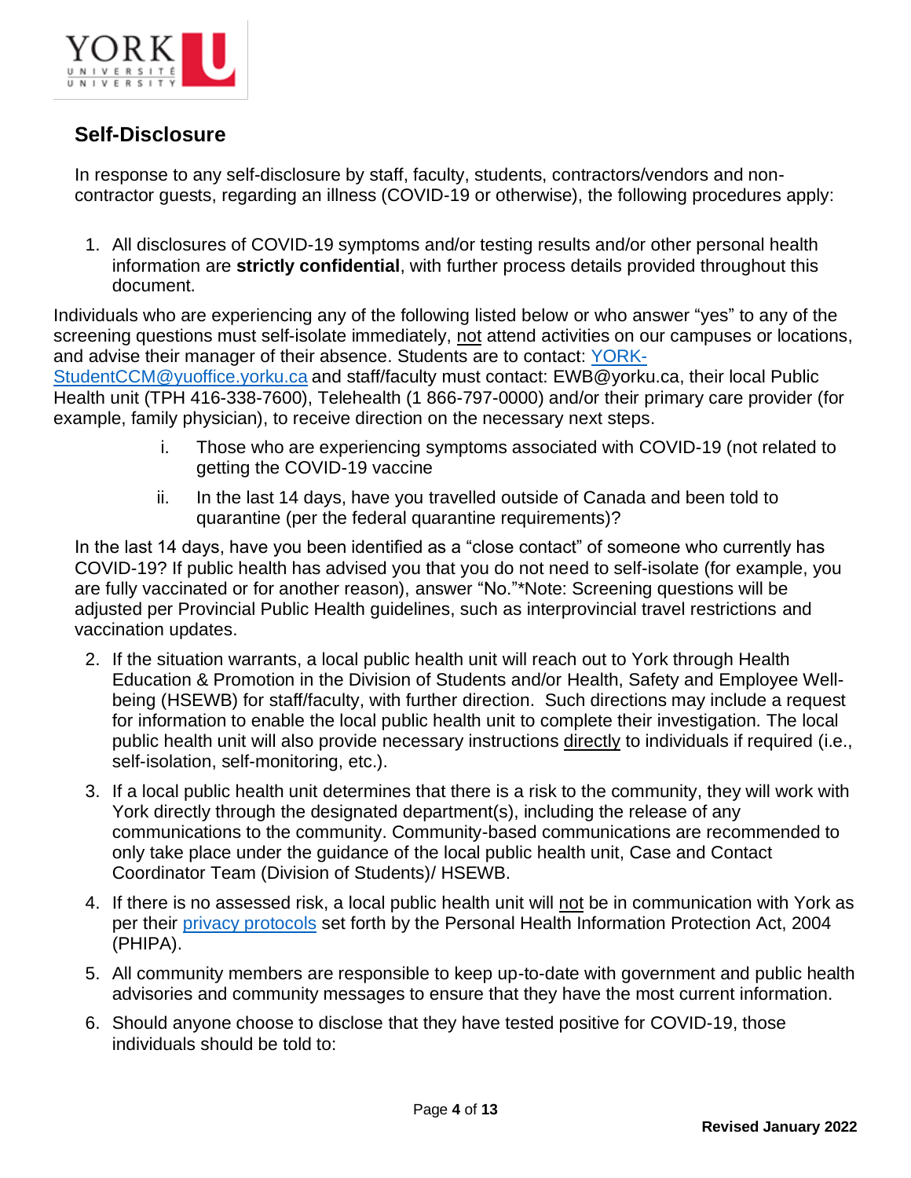## Self-Disclosure

In response to any self-disclosure by staff, faculty, students, contractors/vendors and non-contractor guests, regarding an illness (COVID-19 or otherwise), the following procedures apply:

1. All disclosures of COVID-19 symptoms and/or testing results and/or other personal health information are **strictly confidential**, with further process details provided throughout this document.

Individuals who are experiencing any of the following listed below or who answer "yes" to any of the screening questions must self-isolate immediately, not attend activities on our campuses or locations, and advise their manager of their absence. Students are to contact: [YORK-StudentCCM@yuoffice.yorku.ca](mailto:YORK-StudentCCM@yuoffice.yorku.ca) and staff/faculty must contact: EWB@yorku.ca, their local Public Health unit (TPH 416-338-7600), Telehealth (1 866-797-0000) and/or their primary care provider (for example, family physician), to receive direction on the necessary next steps.

i. Those who are experiencing symptoms associated with COVID-19 (not related to getting the COVID-19 vaccine

ii. In the last 14 days, have you travelled outside of Canada and been told to quarantine (per the federal quarantine requirements)?

In the last 14 days, have you been identified as a "close contact" of someone who currently has COVID-19? If public health has advised you that you do not need to self-isolate (for example, you are fully vaccinated or for another reason), answer "No."*Note: Screening questions will be adjusted per Provincial Public Health guidelines, such as interprovincial travel restrictions and vaccination updates.

2. If the situation warrants, a local public health unit will reach out to York through Health Education & Promotion in the Division of Students and/or Health, Safety and Employee Well-being (HSEWB) for staff/faculty, with further direction. Such directions may include a request for information to enable the local public health unit to complete their investigation. The local public health unit will also provide necessary instructions directly to individuals if required (i.e., self-isolation, self-monitoring, etc.).
3. If a local public health unit determines that there is a risk to the community, they will work with York directly through the designated department(s), including the release of any communications to the community. Community-based communications are recommended to only take place under the guidance of the local public health unit, Case and Contact Coordinator Team (Division of Students)/ HSEWB.
4. If there is no assessed risk, a local public health unit will not be in communication with York as per their privacy protocols set forth by the Personal Health Information Protection Act, 2004 (PHIPA).
5. All community members are responsible to keep up-to-date with government and public health advisories and community messages to ensure that they have the most current information.
6. Should anyone choose to disclose that they have tested positive for COVID-19, those individuals should be told to: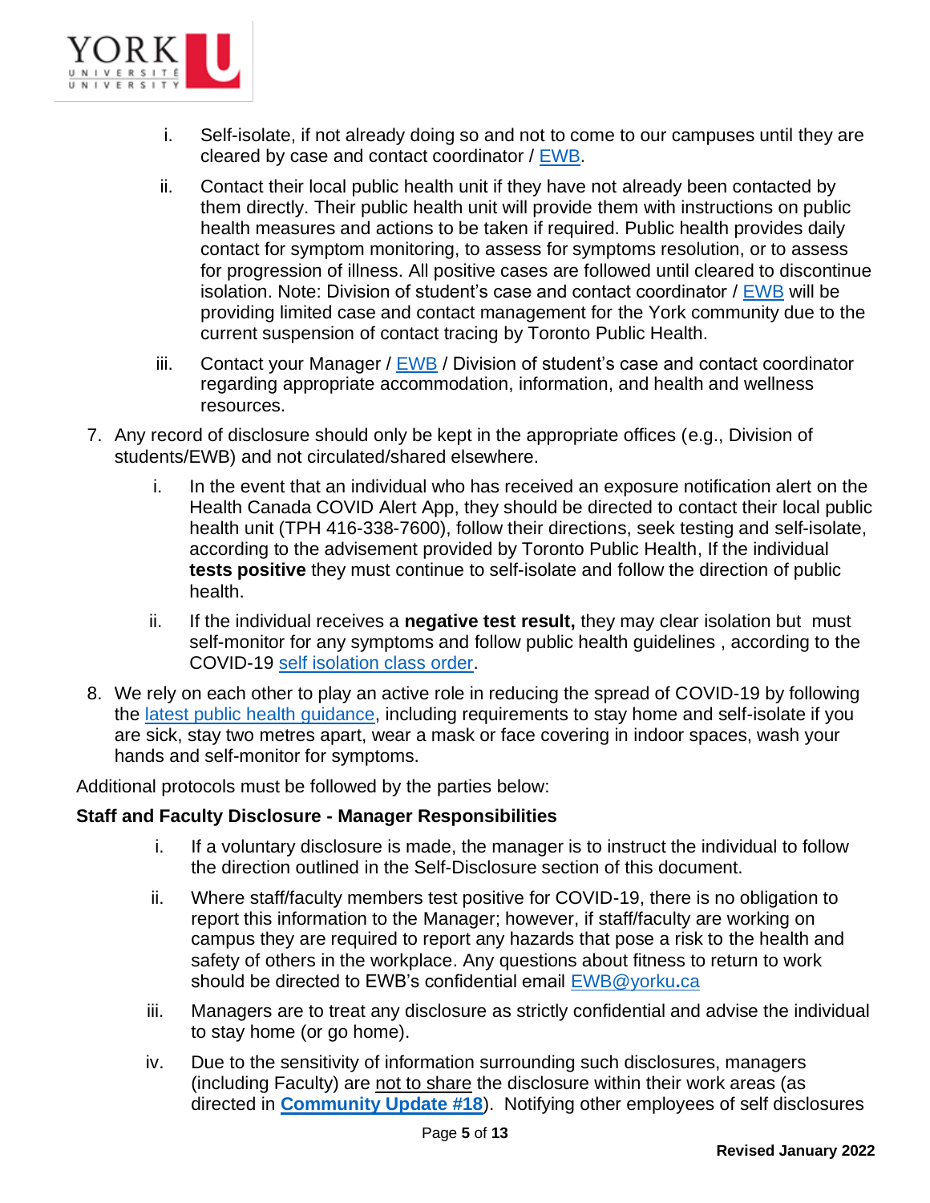i. Self-isolate, if not already doing so and not to come to our campuses until they are cleared by case and contact coordinator / EWB.

ii. Contact their local public health unit if they have not already been contacted by them directly. Their public health unit will provide them with instructions on public health measures and actions to be taken if required. Public health provides daily contact for symptom monitoring, to assess for symptoms resolution, or to assess for progression of illness. All positive cases are followed until cleared to discontinue isolation. Note: Division of student's case and contact coordinator / EWB will be providing limited case and contact management for the York community due to the current suspension of contact tracing by Toronto Public Health.

iii. Contact your Manager / EWB / Division of student's case and contact coordinator regarding appropriate accommodation, information, and health and wellness resources.

7. Any record of disclosure should only be kept in the appropriate offices (e.g., Division of students/EWB) and not circulated/shared elsewhere.

   i. In the event that an individual who has received an exposure notification alert on the Health Canada COVID Alert App, they should be directed to contact their local public health unit (TPH 416-338-7600), follow their directions, seek testing and self-isolate, according to the advisement provided by Toronto Public Health, If the individual **tests positive** they must continue to self-isolate and follow the direction of public health.

   ii. If the individual receives a **negative test result,** they may clear isolation but must self-monitor for any symptoms and follow public health guidelines , according to the COVID-19 self isolation class order.

8. We rely on each other to play an active role in reducing the spread of COVID-19 by following the latest public health guidance, including requirements to stay home and self-isolate if you are sick, stay two metres apart, wear a mask or face covering in indoor spaces, wash your hands and self-monitor for symptoms.

Additional protocols must be followed by the parties below:

**Staff and Faculty Disclosure - Manager Responsibilities**

i. If a voluntary disclosure is made, the manager is to instruct the individual to follow the direction outlined in the Self-Disclosure section of this document.

ii. Where staff/faculty members test positive for COVID-19, there is no obligation to report this information to the Manager; however, if staff/faculty are working on campus they are required to report any hazards that pose a risk to the health and safety of others in the workplace. Any questions about fitness to return to work should be directed to EWB's confidential email EWB@yorku.ca

iii. Managers are to treat any disclosure as strictly confidential and advise the individual to stay home (or go home).

iv. Due to the sensitivity of information surrounding such disclosures, managers (including Faculty) are not to share the disclosure within their work areas (as directed in **Community Update #18**). Notifying other employees of self disclosures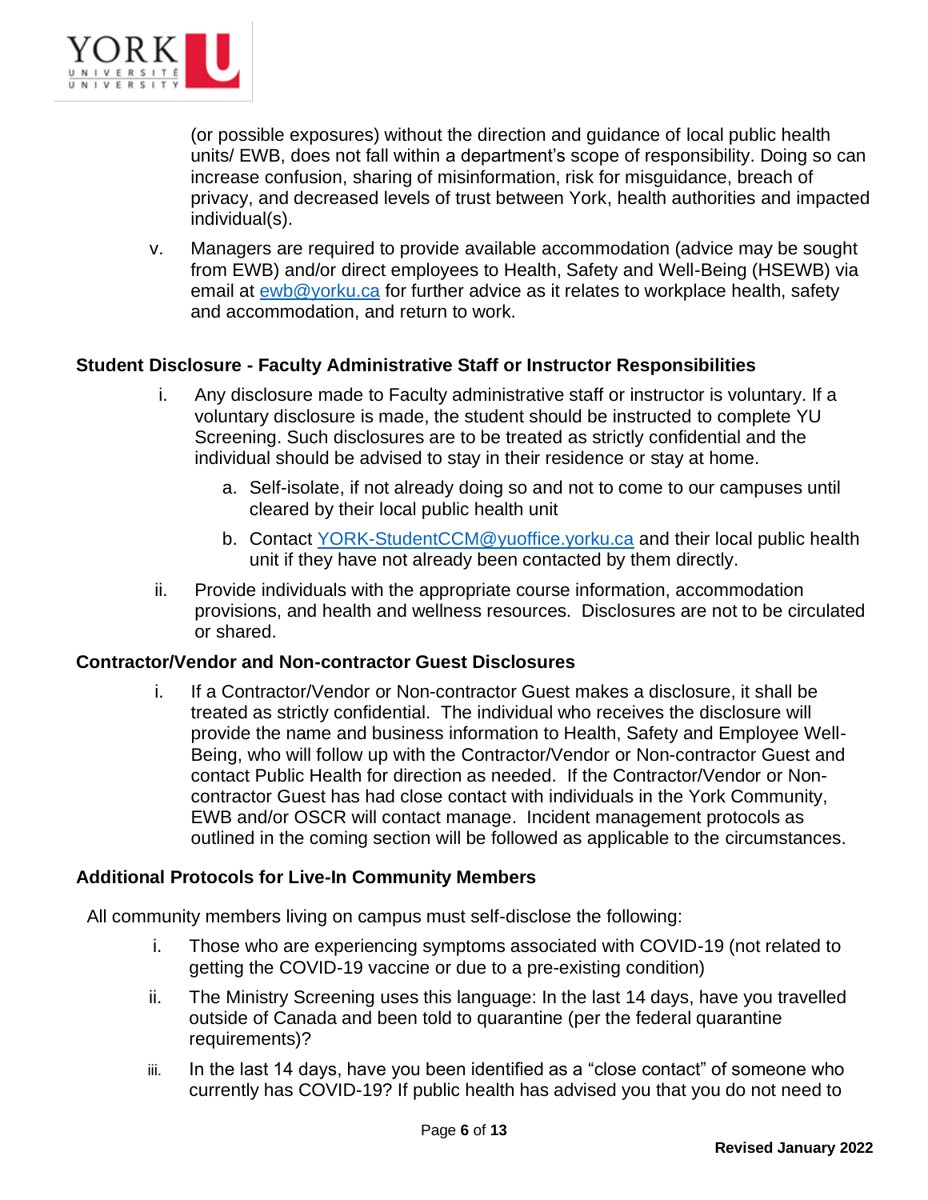(or possible exposures) without the direction and guidance of local public health units/ EWB, does not fall within a department's scope of responsibility. Doing so can increase confusion, sharing of misinformation, risk for misguidance, breach of privacy, and decreased levels of trust between York, health authorities and impacted individual(s).

v. Managers are required to provide available accommodation (advice may be sought from EWB) and/or direct employees to Health, Safety and Well-Being (HSEWB) via email at ewb@yorku.ca for further advice as it relates to workplace health, safety and accommodation, and return to work.

**Student Disclosure - Faculty Administrative Staff or Instructor Responsibilities**

i. Any disclosure made to Faculty administrative staff or instructor is voluntary. If a voluntary disclosure is made, the student should be instructed to complete YU Screening. Such disclosures are to be treated as strictly confidential and the individual should be advised to stay in their residence or stay at home.

   a. Self-isolate, if not already doing so and not to come to our campuses until cleared by their local public health unit

   b. Contact YORK-StudentCCM@yuoffice.yorku.ca and their local public health unit if they have not already been contacted by them directly.

ii. Provide individuals with the appropriate course information, accommodation provisions, and health and wellness resources. Disclosures are not to be circulated or shared.

**Contractor/Vendor and Non-contractor Guest Disclosures**

i. If a Contractor/Vendor or Non-contractor Guest makes a disclosure, it shall be treated as strictly confidential. The individual who receives the disclosure will provide the name and business information to Health, Safety and Employee Well-Being, who will follow up with the Contractor/Vendor or Non-contractor Guest and contact Public Health for direction as needed. If the Contractor/Vendor or Non-contractor Guest has had close contact with individuals in the York Community, EWB and/or OSCR will contact manage. Incident management protocols as outlined in the coming section will be followed as applicable to the circumstances.

**Additional Protocols for Live-In Community Members**

All community members living on campus must self-disclose the following:

i. Those who are experiencing symptoms associated with COVID-19 (not related to getting the COVID-19 vaccine or due to a pre-existing condition)

ii. The Ministry Screening uses this language: In the last 14 days, have you travelled outside of Canada and been told to quarantine (per the federal quarantine requirements)?

iii. In the last 14 days, have you been identified as a "close contact" of someone who currently has COVID-19? If public health has advised you that you do not need to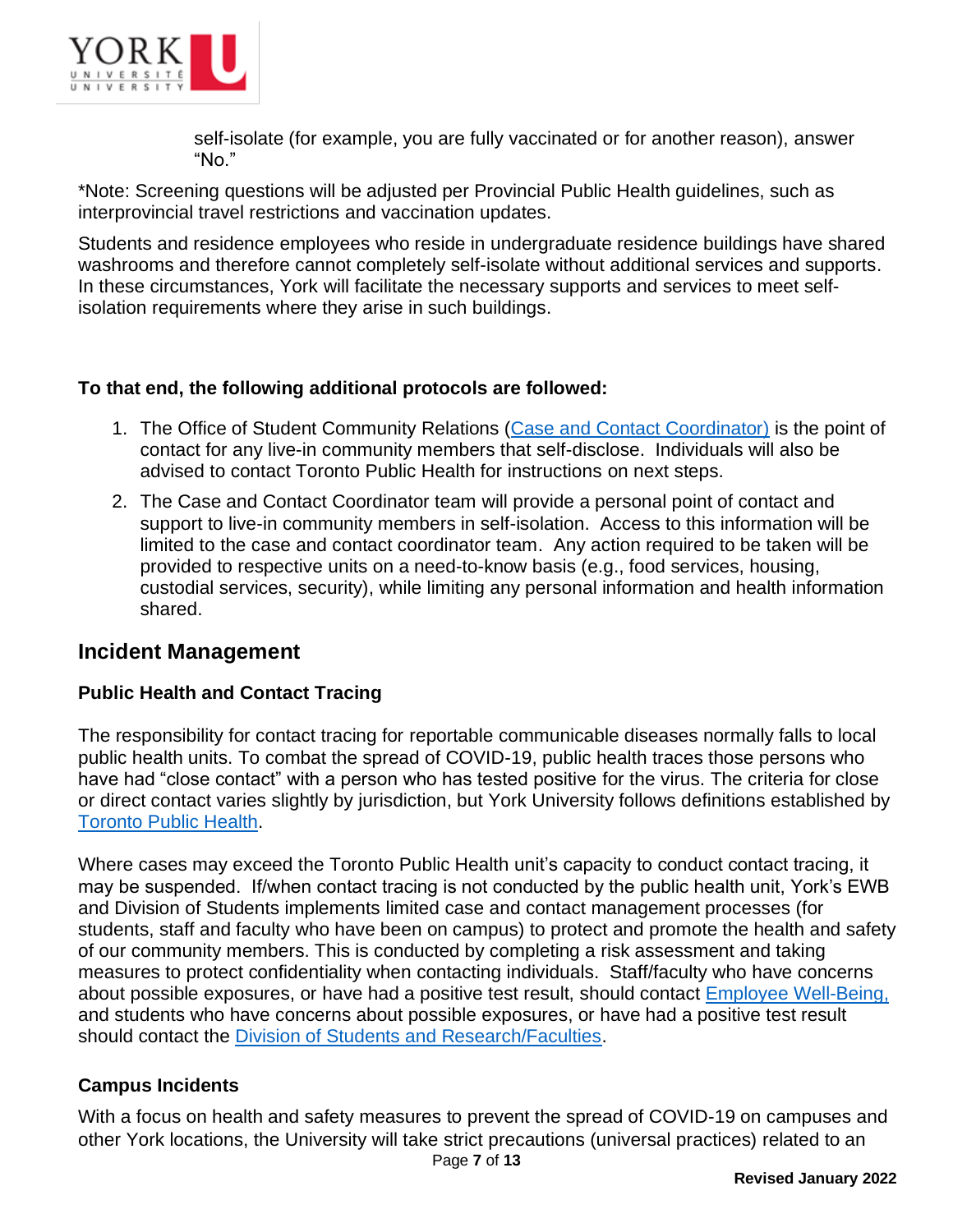self-isolate (for example, you are fully vaccinated or for another reason), answer "No."

*Note: Screening questions will be adjusted per Provincial Public Health guidelines, such as interprovincial travel restrictions and vaccination updates.

Students and residence employees who reside in undergraduate residence buildings have shared washrooms and therefore cannot completely self-isolate without additional services and supports. In these circumstances, York will facilitate the necessary supports and services to meet self-isolation requirements where they arise in such buildings.

**To that end, the following additional protocols are followed:**

1. The Office of Student Community Relations (Case and Contact Coordinator) is the point of contact for any live-in community members that self-disclose. Individuals will also be advised to contact Toronto Public Health for instructions on next steps.
2. The Case and Contact Coordinator team will provide a personal point of contact and support to live-in community members in self-isolation. Access to this information will be limited to the case and contact coordinator team. Any action required to be taken will be provided to respective units on a need-to-know basis (e.g., food services, housing, custodial services, security), while limiting any personal information and health information shared.

## Incident Management

### Public Health and Contact Tracing

The responsibility for contact tracing for reportable communicable diseases normally falls to local public health units. To combat the spread of COVID-19, public health traces those persons who have had "close contact" with a person who has tested positive for the virus. The criteria for close or direct contact varies slightly by jurisdiction, but York University follows definitions established by Toronto Public Health.

Where cases may exceed the Toronto Public Health unit's capacity to conduct contact tracing, it may be suspended. If/when contact tracing is not conducted by the public health unit, York's EWB and Division of Students implements limited case and contact management processes (for students, staff and faculty who have been on campus) to protect and promote the health and safety of our community members. This is conducted by completing a risk assessment and taking measures to protect confidentiality when contacting individuals. Staff/faculty who have concerns about possible exposures, or have had a positive test result, should contact Employee Well-Being, and students who have concerns about possible exposures, or have had a positive test result should contact the Division of Students and Research/Faculties.

### Campus Incidents

With a focus on health and safety measures to prevent the spread of COVID-19 on campuses and other York locations, the University will take strict precautions (universal practices) related to an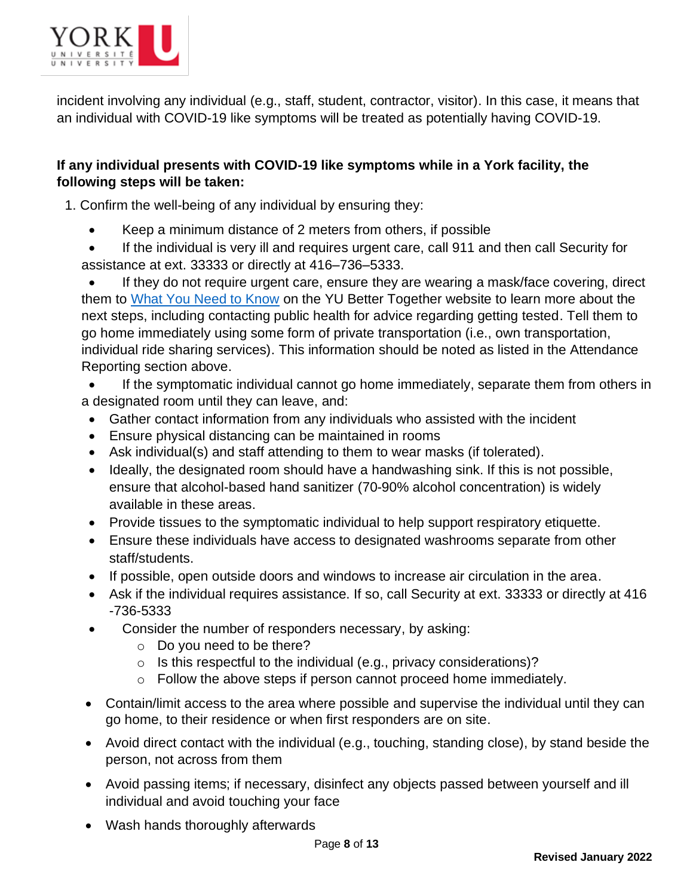incident involving any individual (e.g., staff, student, contractor, visitor). In this case, it means that an individual with COVID-19 like symptoms will be treated as potentially having COVID-19.

**If any individual presents with COVID-19 like symptoms while in a York facility, the following steps will be taken:**

1. Confirm the well-being of any individual by ensuring they:
   - Keep a minimum distance of 2 meters from others, if possible
   - If the individual is very ill and requires urgent care, call 911 and then call Security for assistance at ext. 33333 or directly at 416–736–5333.
   - If they do not require urgent care, ensure they are wearing a mask/face covering, direct them to [What You Need to Know]() on the YU Better Together website to learn more about the next steps, including contacting public health for advice regarding getting tested. Tell them to go home immediately using some form of private transportation (i.e., own transportation, individual ride sharing services). This information should be noted as listed in the Attendance Reporting section above.
   - If the symptomatic individual cannot go home immediately, separate them from others in a designated room until they can leave, and:
   - Gather contact information from any individuals who assisted with the incident
   - Ensure physical distancing can be maintained in rooms
   - Ask individual(s) and staff attending to them to wear masks (if tolerated).
   - Ideally, the designated room should have a handwashing sink. If this is not possible, ensure that alcohol-based hand sanitizer (70-90% alcohol concentration) is widely available in these areas.
   - Provide tissues to the symptomatic individual to help support respiratory etiquette.
   - Ensure these individuals have access to designated washrooms separate from other staff/students.
   - If possible, open outside doors and windows to increase air circulation in the area.
   - Ask if the individual requires assistance. If so, call Security at ext. 33333 or directly at 416 -736-5333
   - Consider the number of responders necessary, by asking:
     - Do you need to be there?
     - Is this respectful to the individual (e.g., privacy considerations)?
     - Follow the above steps if person cannot proceed home immediately.
   - Contain/limit access to the area where possible and supervise the individual until they can go home, to their residence or when first responders are on site.
   - Avoid direct contact with the individual (e.g., touching, standing close), by stand beside the person, not across from them
   - Avoid passing items; if necessary, disinfect any objects passed between yourself and ill individual and avoid touching your face
   - Wash hands thoroughly afterwards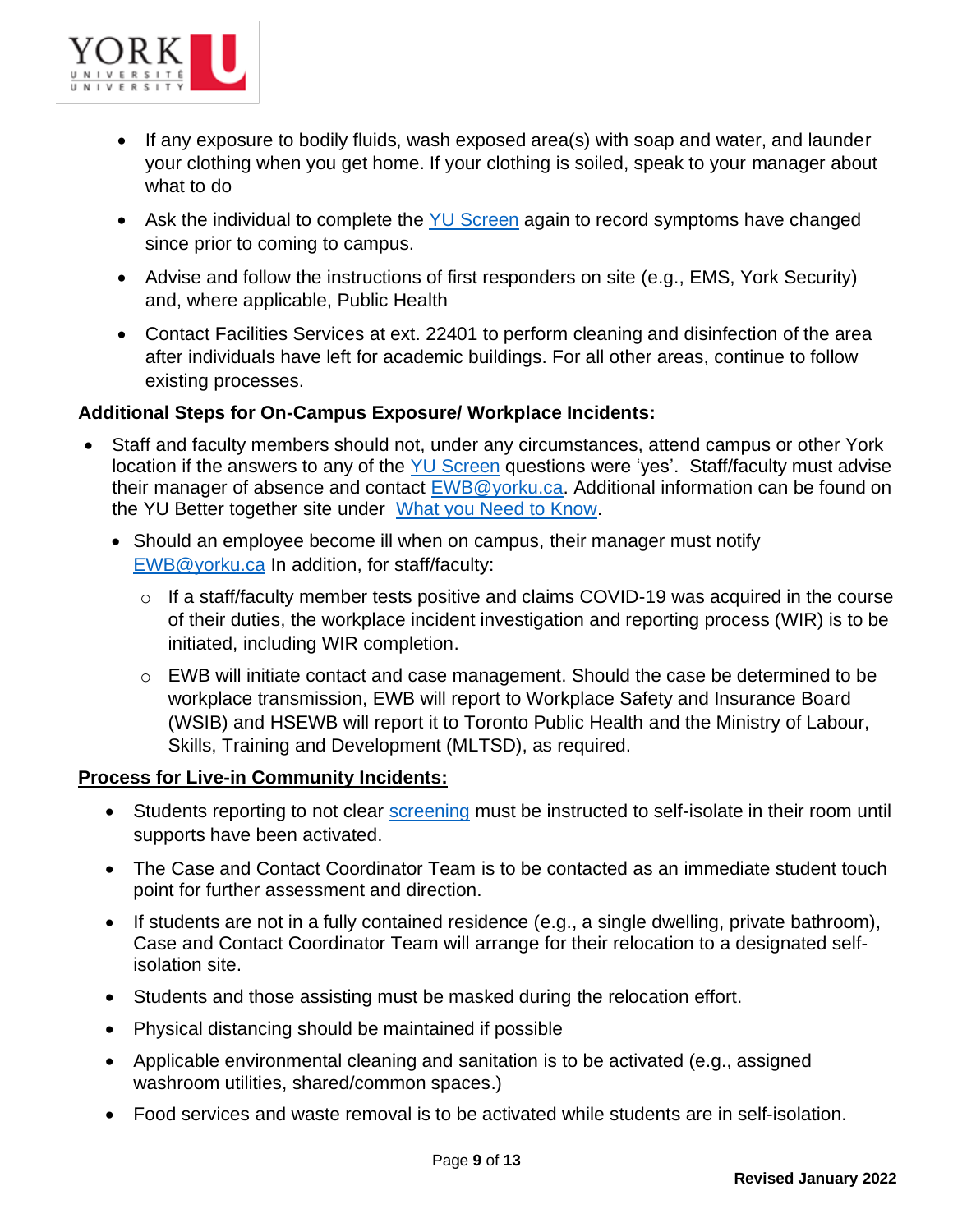- If any exposure to bodily fluids, wash exposed area(s) with soap and water, and launder your clothing when you get home. If your clothing is soiled, speak to your manager about what to do
- Ask the individual to complete the [YU Screen](#) again to record symptoms have changed since prior to coming to campus.
- Advise and follow the instructions of first responders on site (e.g., EMS, York Security) and, where applicable, Public Health
- Contact Facilities Services at ext. 22401 to perform cleaning and disinfection of the area after individuals have left for academic buildings. For all other areas, continue to follow existing processes.

**Additional Steps for On-Campus Exposure/ Workplace Incidents:**

- Staff and faculty members should not, under any circumstances, attend campus or other York location if the answers to any of the [YU Screen](#) questions were 'yes'. Staff/faculty must advise their manager of absence and contact [EWB@yorku.ca](mailto:EWB@yorku.ca). Additional information can be found on the YU Better together site under [What you Need to Know](#).
  - Should an employee become ill when on campus, their manager must notify [EWB@yorku.ca](mailto:EWB@yorku.ca) In addition, for staff/faculty:
    - If a staff/faculty member tests positive and claims COVID-19 was acquired in the course of their duties, the workplace incident investigation and reporting process (WIR) is to be initiated, including WIR completion.
    - EWB will initiate contact and case management. Should the case be determined to be workplace transmission, EWB will report to Workplace Safety and Insurance Board (WSIB) and HSEWB will report it to Toronto Public Health and the Ministry of Labour, Skills, Training and Development (MLTSD), as required.

**<u>Process for Live-in Community Incidents:</u>**

- Students reporting to not clear [screening](#) must be instructed to self-isolate in their room until supports have been activated.
- The Case and Contact Coordinator Team is to be contacted as an immediate student touch point for further assessment and direction.
- If students are not in a fully contained residence (e.g., a single dwelling, private bathroom), Case and Contact Coordinator Team will arrange for their relocation to a designated self-isolation site.
- Students and those assisting must be masked during the relocation effort.
- Physical distancing should be maintained if possible
- Applicable environmental cleaning and sanitation is to be activated (e.g., assigned washroom utilities, shared/common spaces.)
- Food services and waste removal is to be activated while students are in self-isolation.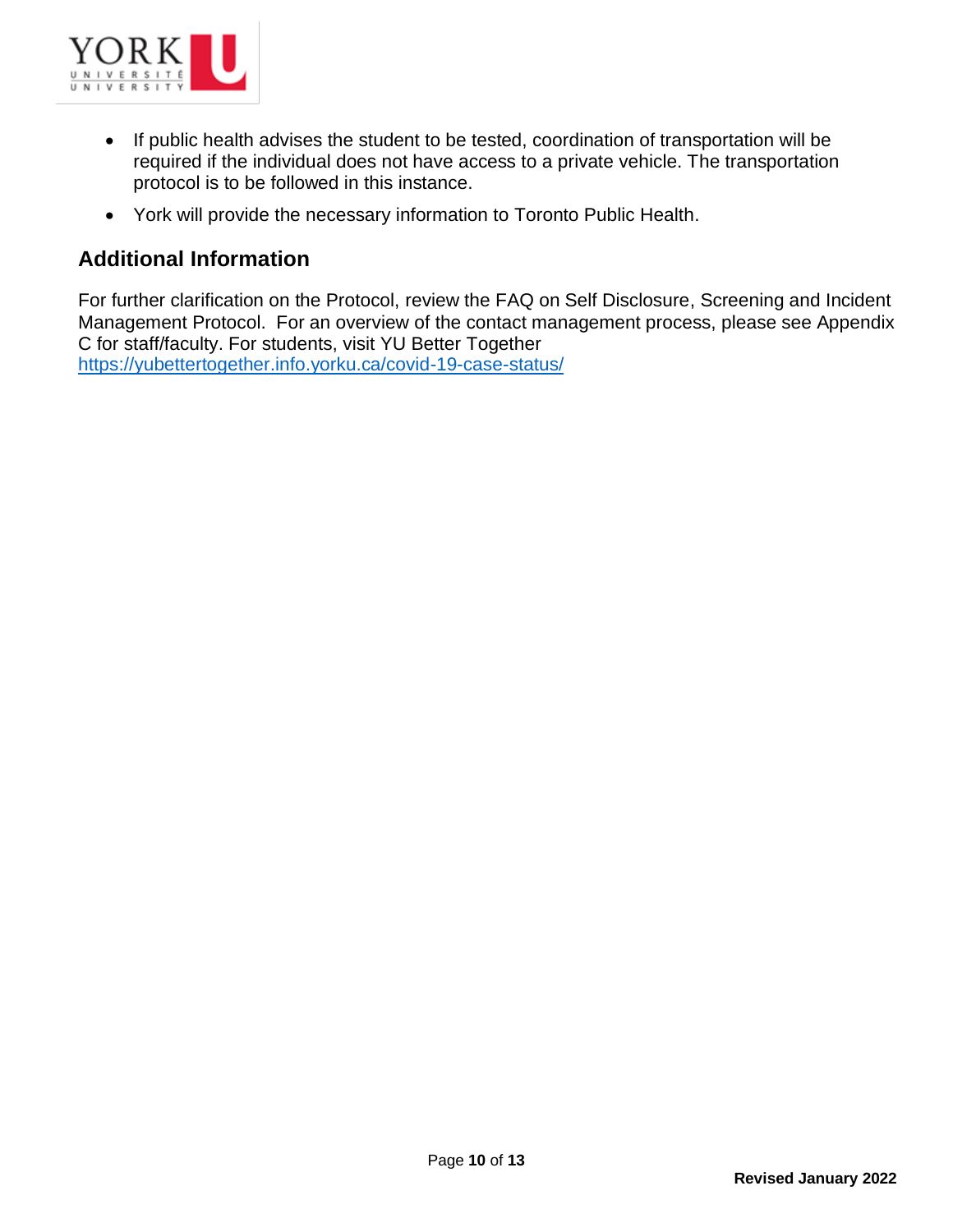- If public health advises the student to be tested, coordination of transportation will be required if the individual does not have access to a private vehicle. The transportation protocol is to be followed in this instance.
- York will provide the necessary information to Toronto Public Health.

## Additional Information

For further clarification on the Protocol, review the FAQ on Self Disclosure, Screening and Incident Management Protocol. For an overview of the contact management process, please see Appendix C for staff/faculty. For students, visit YU Better Together https://yubettertogether.info.yorku.ca/covid-19-case-status/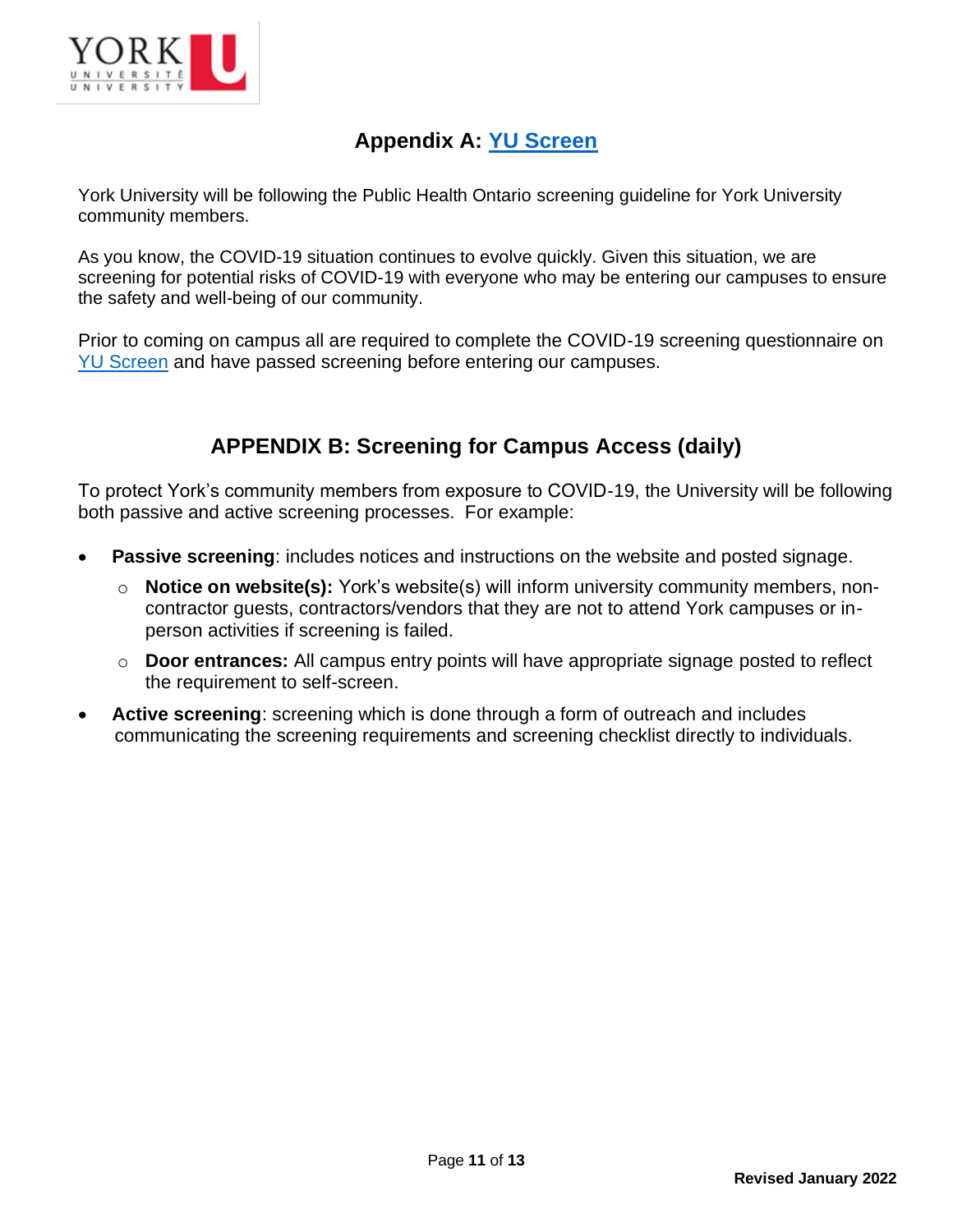## Appendix A: [YU Screen]

York University will be following the Public Health Ontario screening guideline for York University community members.

As you know, the COVID-19 situation continues to evolve quickly. Given this situation, we are screening for potential risks of COVID-19 with everyone who may be entering our campuses to ensure the safety and well-being of our community.

Prior to coming on campus all are required to complete the COVID-19 screening questionnaire on YU Screen and have passed screening before entering our campuses.

## APPENDIX B: Screening for Campus Access (daily)

To protect York's community members from exposure to COVID-19, the University will be following both passive and active screening processes. For example:

- **Passive screening**: includes notices and instructions on the website and posted signage.
  - **Notice on website(s):** York's website(s) will inform university community members, non-contractor guests, contractors/vendors that they are not to attend York campuses or in-person activities if screening is failed.
  - **Door entrances:** All campus entry points will have appropriate signage posted to reflect the requirement to self-screen.
- **Active screening**: screening which is done through a form of outreach and includes communicating the screening requirements and screening checklist directly to individuals.

**Revised January 2022**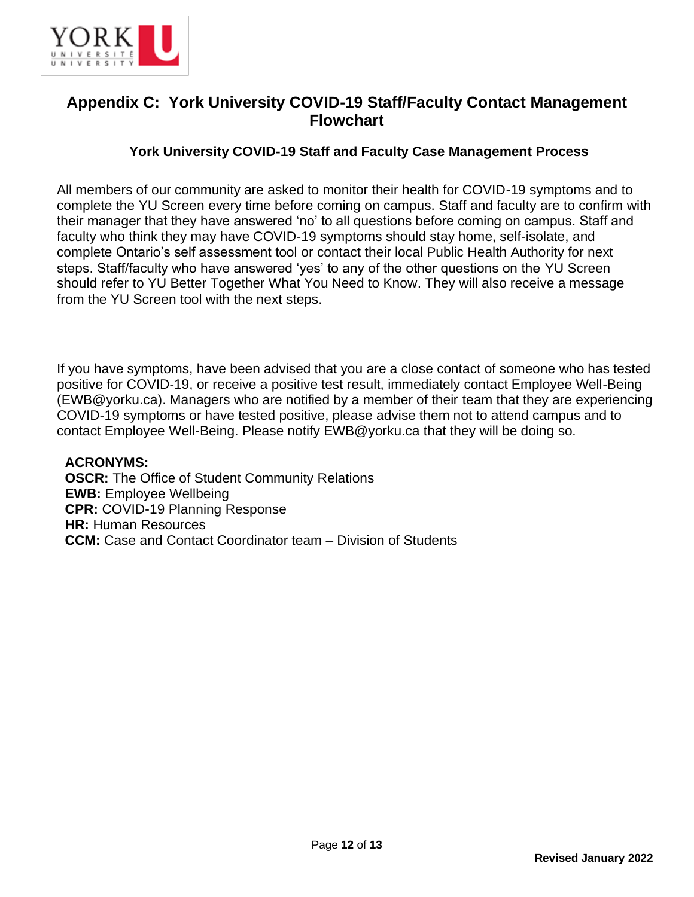## Appendix C: York University COVID-19 Staff/Faculty Contact Management Flowchart

### York University COVID-19 Staff and Faculty Case Management Process

All members of our community are asked to monitor their health for COVID-19 symptoms and to complete the YU Screen every time before coming on campus. Staff and faculty are to confirm with their manager that they have answered 'no' to all questions before coming on campus. Staff and faculty who think they may have COVID-19 symptoms should stay home, self-isolate, and complete Ontario's self assessment tool or contact their local Public Health Authority for next steps. Staff/faculty who have answered 'yes' to any of the other questions on the YU Screen should refer to YU Better Together What You Need to Know. They will also receive a message from the YU Screen tool with the next steps.

If you have symptoms, have been advised that you are a close contact of someone who has tested positive for COVID-19, or receive a positive test result, immediately contact Employee Well-Being (EWB@yorku.ca). Managers who are notified by a member of their team that they are experiencing COVID-19 symptoms or have tested positive, please advise them not to attend campus and to contact Employee Well-Being. Please notify EWB@yorku.ca that they will be doing so.

**ACRONYMS:**
**OSCR:** The Office of Student Community Relations
**EWB:** Employee Wellbeing
**CPR:** COVID-19 Planning Response
**HR:** Human Resources
**CCM:** Case and Contact Coordinator team – Division of Students

**Revised January 2022**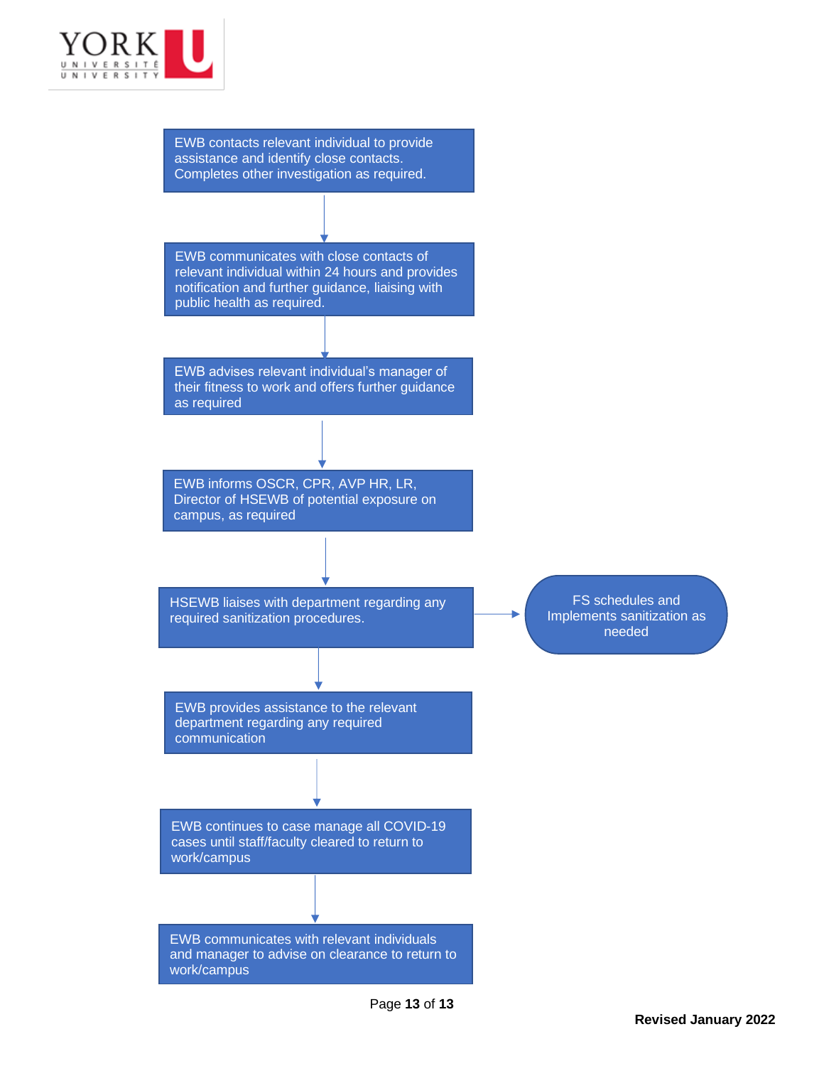EWB contacts relevant individual to provide assistance and identify close contacts. Completes other investigation as required.

↓

EWB communicates with close contacts of relevant individual within 24 hours and provides notification and further guidance, liaising with public health as required.

↓

EWB advises relevant individual's manager of their fitness to work and offers further guidance as required

↓

EWB informs OSCR, CPR, AVP HR, LR, Director of HSEWB of potential exposure on campus, as required

↓

HSEWB liaises with department regarding any required sanitization procedures. → FS schedules and Implements sanitization as needed

↓

EWB provides assistance to the relevant department regarding any required communication

↓

EWB continues to case manage all COVID-19 cases until staff/faculty cleared to return to work/campus

↓

EWB communicates with relevant individuals and manager to advise on clearance to return to work/campus

Revised January 2022